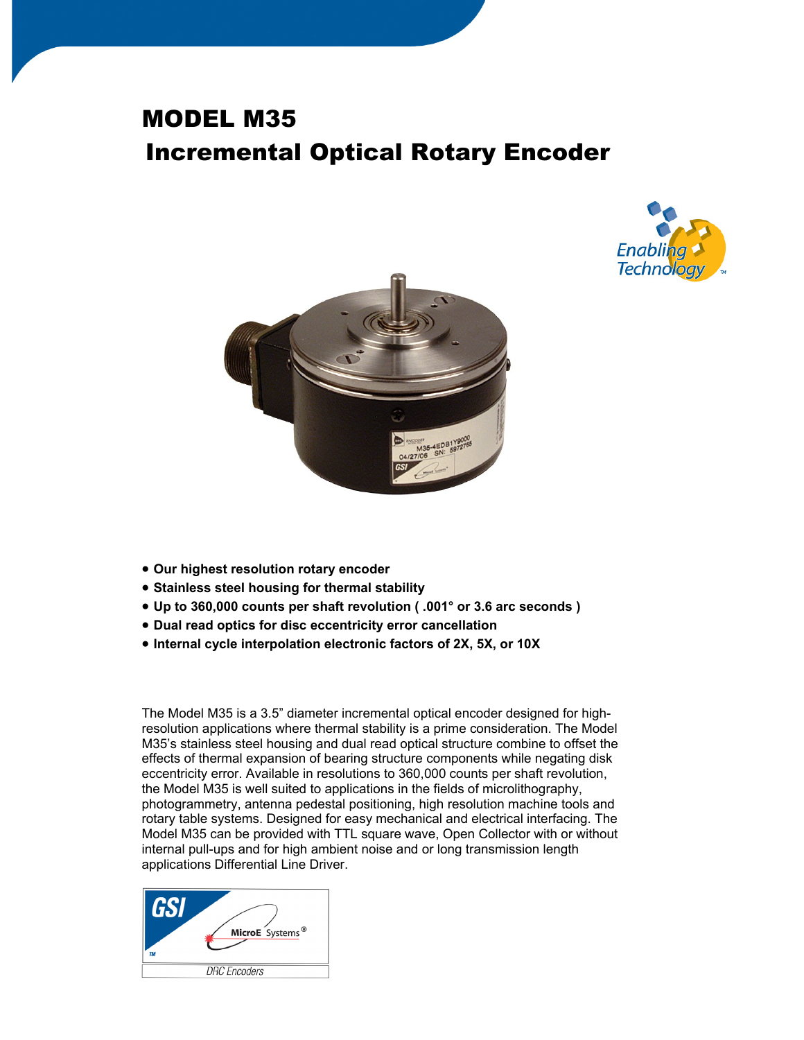# MODEL M35

## Incremental Optical Rotary Encoder

- **Our highest resolution rotary encoder**
- **Stainless steel housing for thermal stability**
- **Up to 360,000 counts per shaft revolution ( .001° or 3.6 arc seconds )**
- **Dual read optics for disc eccentricity error cancellation**
- **Internal cycle interpolation electronic factors of 2X, 5X, or 10X**

The Model M35 is a 3.5" diameter incremental optical encoder designed for high-resolution applications where thermal stability is a prime consideration. The Model M35's stainless steel housing and dual read optical structure combine to offset the effects of thermal expansion of bearing structure components while negating disk eccentricity error. Available in resolutions to 360,000 counts per shaft revolution, the Model M35 is well suited to applications in the fields of microlithography, photogrammetry, antenna pedestal positioning, high resolution machine tools and rotary table systems. Designed for easy mechanical and electrical interfacing. The Model M35 can be provided with TTL square wave, Open Collector with or without internal pull-ups and for high ambient noise and or long transmission length applications Differential Line Driver.

DRC Encoders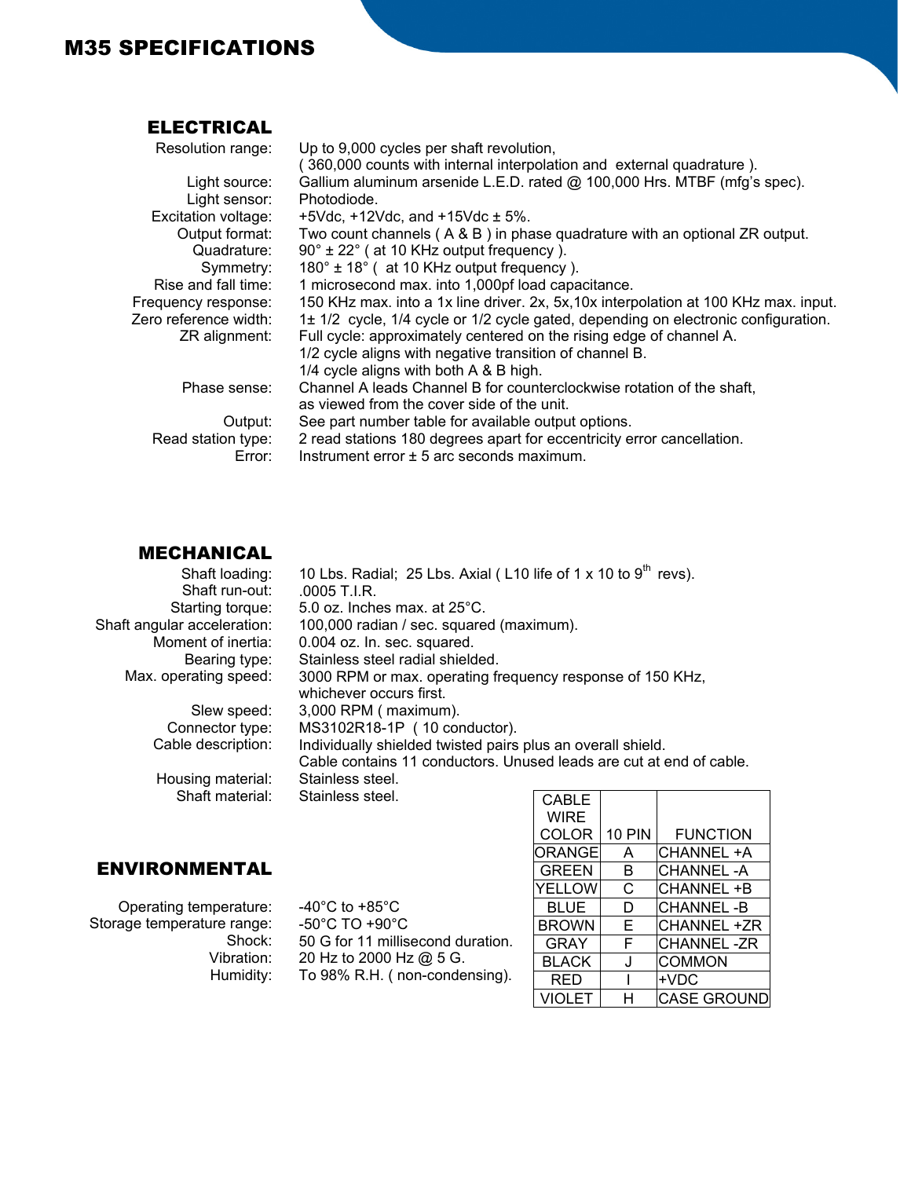# M35 SPECIFICATIONS

## ELECTRICAL

Resolution range: Up to 9,000 cycles per shaft revolution, ( 360,000 counts with internal interpolation and external quadrature ).

Light source: Gallium aluminum arsenide L.E.D. rated @ 100,000 Hrs. MTBF (mfg's spec).

Light sensor: Photodiode.

Excitation voltage: +5Vdc, +12Vdc, and +15Vdc ± 5%.

Output format: Two count channels ( A & B ) in phase quadrature with an optional ZR output.

Quadrature: 90° ± 22° ( at 10 KHz output frequency ).

Symmetry: 180° ± 18° ( at 10 KHz output frequency ).

Rise and fall time: 1 microsecond max. into 1,000pf load capacitance.

Frequency response: 150 KHz max. into a 1x line driver. 2x, 5x,10x interpolation at 100 KHz max. input.

Zero reference width: 1± 1/2 cycle, 1/4 cycle or 1/2 cycle gated, depending on electronic configuration.

ZR alignment: Full cycle: approximately centered on the rising edge of channel A.
1/2 cycle aligns with negative transition of channel B.
1/4 cycle aligns with both A & B high.

Phase sense: Channel A leads Channel B for counterclockwise rotation of the shaft, as viewed from the cover side of the unit.

Output: See part number table for available output options.

Read station type: 2 read stations 180 degrees apart for eccentricity error cancellation.

Error: Instrument error ± 5 arc seconds maximum.

## MECHANICAL

Shaft loading: 10 Lbs. Radial; 25 Lbs. Axial ( L10 life of 1 x 10 to 9[th] revs).

Shaft run-out: .0005 T.I.R.

Starting torque: 5.0 oz. Inches max. at 25°C.

Shaft angular acceleration: 100,000 radian / sec. squared (maximum).

Moment of inertia: 0.004 oz. In. sec. squared.

Bearing type: Stainless steel radial shielded.

Max. operating speed: 3000 RPM or max. operating frequency response of 150 KHz, whichever occurs first.

Slew speed: 3,000 RPM ( maximum).

Connector type: MS3102R18-1P ( 10 conductor).

Cable description: Individually shielded twisted pairs plus an overall shield.
Cable contains 11 conductors. Unused leads are cut at end of cable.

Housing material: Stainless steel.

Shaft material: Stainless steel.

| CABLE WIRE COLOR | 10 PIN | FUNCTION |
|---|---|---|
| ORANGE | A | CHANNEL +A |
| GREEN | B | CHANNEL -A |
| YELLOW | C | CHANNEL +B |
| BLUE | D | CHANNEL -B |
| BROWN | E | CHANNEL +ZR |
| GRAY | F | CHANNEL -ZR |
| BLACK | J | COMMON |
| RED | I | +VDC |
| VIOLET | H | CASE GROUND |

## ENVIRONMENTAL

Operating temperature: -40°C to +85°C

Storage temperature range: -50°C TO +90°C

Shock: 50 G for 11 millisecond duration.

Vibration: 20 Hz to 2000 Hz @ 5 G.

Humidity: To 98% R.H. ( non-condensing).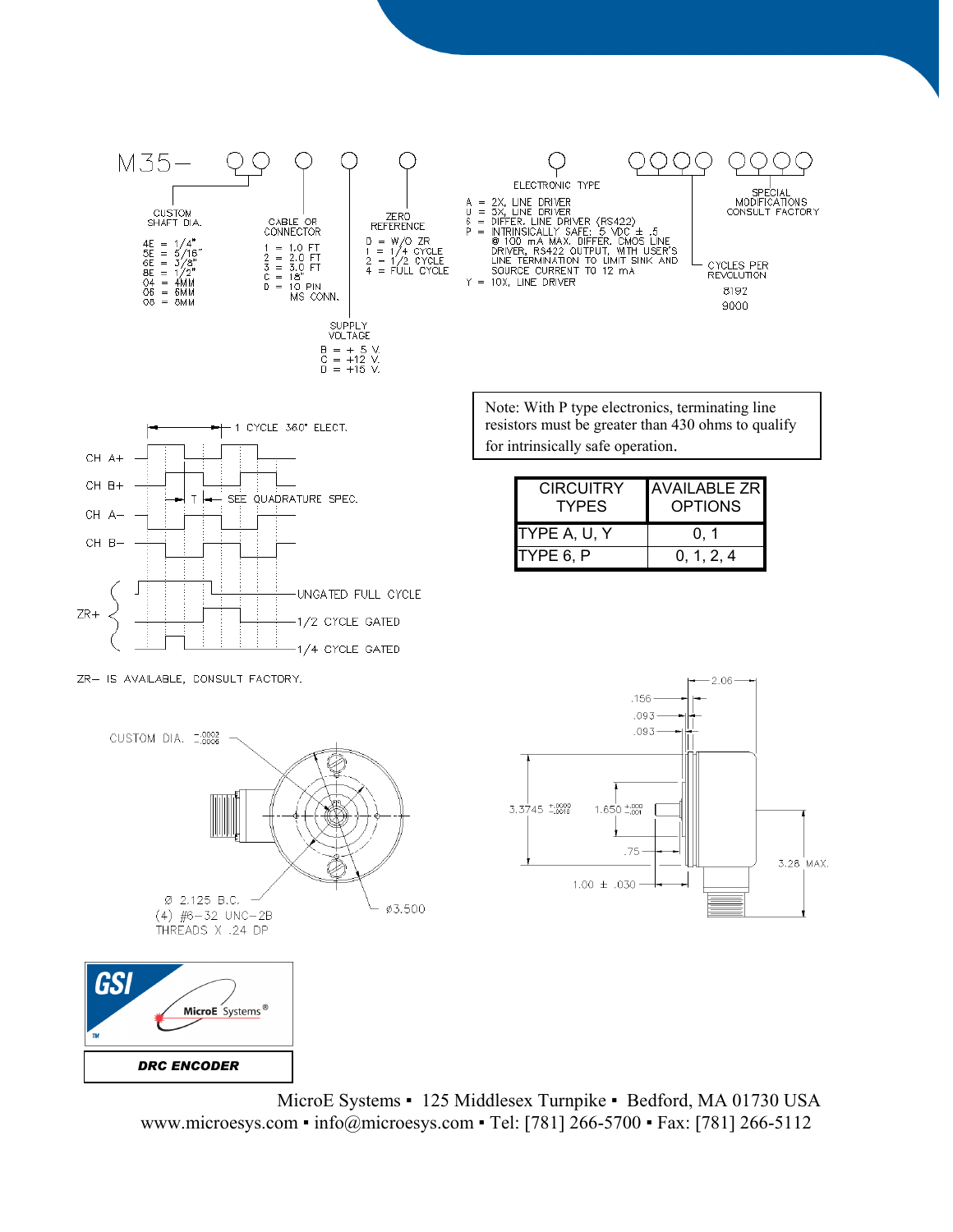M35– ○○ ○ ○ ○ ○ ○○○○ ○○○○

CUSTOM SHAFT DIA.
4E = 1/4"
5E = 5/16"
6E = 3/8"
8E = 1/2"
04 = 4MM
06 = 6MM
08 = 8MM

CABLE OR CONNECTOR
1 = 1.0 FT
2 = 2.0 FT
3 = 3.0 FT
C = 18"
D = 10 PIN MS CONN.

SUPPLY VOLTAGE
B = + 5 V.
C = +12 V.
D = +15 V.

ZERO REFERENCE
0 = W/O ZR
1 = 1/4 CYCLE
2 = 1/2 CYCLE
4 = FULL CYCLE

ELECTRONIC TYPE
A = 2X, LINE DRIVER
U = 5X, LINE DRIVER
6 = DIFFER. LINE DRIVER (RS422)
P = INTRINSICALLY SAFE: 5 VDC ± .5 @ 100 mA MAX. DIFFER. CMOS LINE DRIVER, RS422 OUTPUT, WITH USER'S LINE TERMINATION TO LIMIT SINK AND SOURCE CURRENT TO 12 mA
Y = 10X, LINE DRIVER

CYCLES PER REVOLUTION
8192
9000

SPECIAL MODIFICATIONS CONSULT FACTORY

1 CYCLE 360° ELECT.
CH A+
CH B+
T — SEE QUADRATURE SPEC.
CH A–
CH B–
ZR+
UNGATED FULL CYCLE
1/2 CYCLE GATED
1/4 CYCLE GATED

ZR– IS AVAILABLE, CONSULT FACTORY.

Note: With P type electronics, terminating line resistors must be greater than 430 ohms to qualify for intrinsically safe operation.

| CIRCUITRY TYPES | AVAILABLE ZR OPTIONS |
|---|---|
| TYPE A, U, Y | 0, 1 |
| TYPE 6, P | 0, 1, 2, 4 |

CUSTOM DIA. $^{-.0002}_{-.0006}$

Ø 2.125 B.C.
(4) #6–32 UNC–2B
THREADS X .24 DP

ø3.500

2.06
.156
.093
.093
3.3745 $^{+.0000}_{-.0010}$
1.650 $^{+.000}_{-.001}$
.75
1.00 ± .030
3.28 MAX.

GSI MicroE Systems®

**DRC ENCODER**

MicroE Systems ▪ 125 Middlesex Turnpike ▪ Bedford, MA 01730 USA
www.microesys.com ▪ info@microesys.com ▪ Tel: [781] 266-5700 ▪ Fax: [781] 266-5112